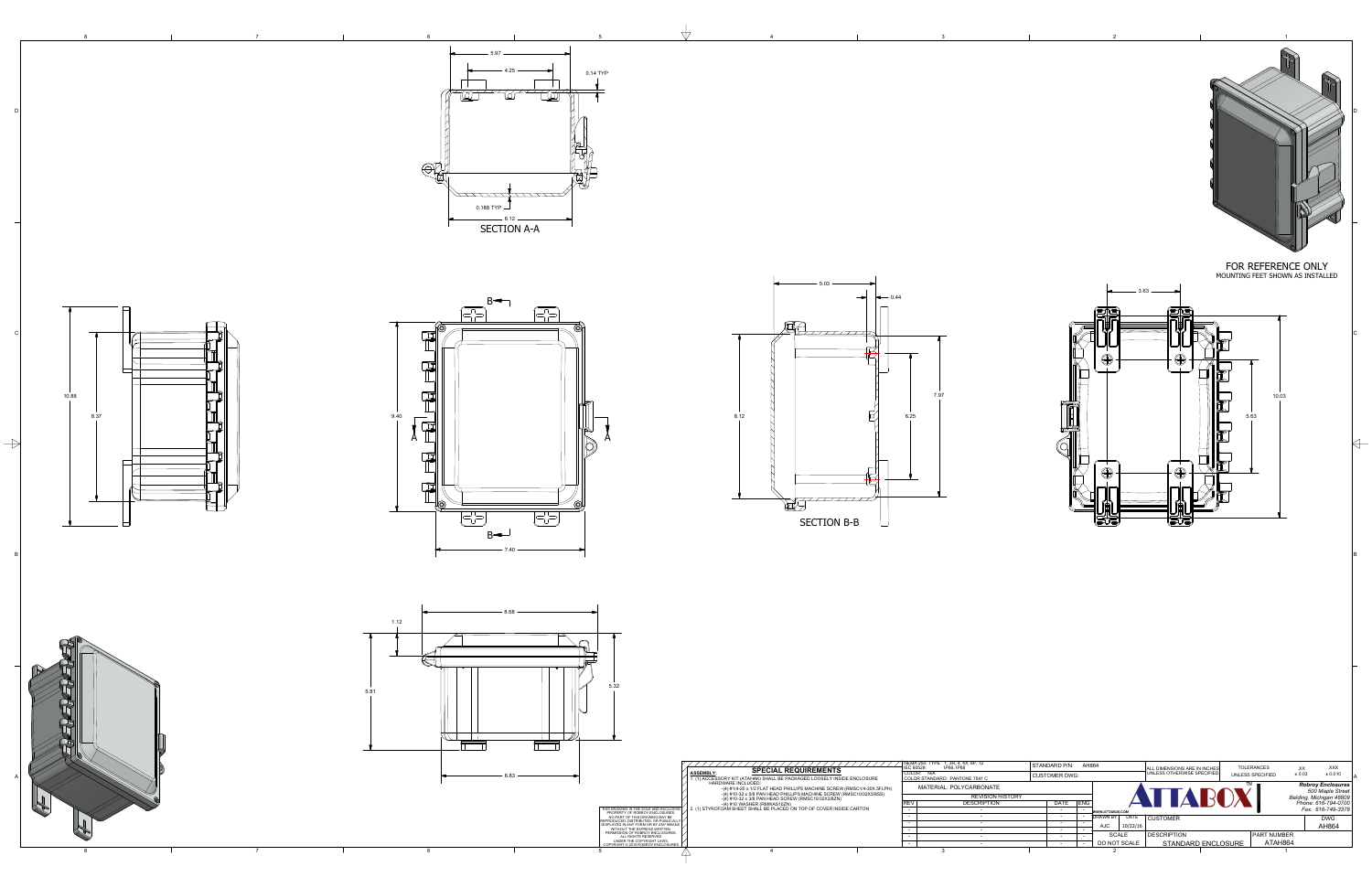5.97

4.25

0.14 TYP

0.188 TYP

6.12

SECTION A-A

FOR REFERENCE ONLY
MOUNTING FEET SHOWN AS INSTALLED

10.88

8.37

B

9.40

A

A

B

7.40

5.03

0.44

8.12

7.97

6.25

SECTION B-B

3.63

10.03

5.63

8.66

1.12

5.61

5.32

6.83

## SPECIAL REQUIREMENTS

**ASSEMBLY:**

1. (1) ACCESSORY KIT (ATAHAK) SHALL BE PACKAGED LOOSELY INSIDE ENCLOSURE
   HARDWARE INCLUDED:
   - (4) #1/4-20 x 1/2 FLAT HEAD PHILLIPS MACHINE SCREW (RMSC1/4-20X.5FLPH)
   - (4) #10-32 x 3/8 PAN HEAD PHILLIPS MACHINE SCREW (RMSC1032X5/8SS)
   - (4) #10-32 x 3/8 PAN HEAD SCREW (RMSC10/32X3/8ZN)
   - (4) #10 WASHER (RMWAS10ZN)
2. (1) STYROFOAM SHEET SHALL BE PLACED ON TOP OF COVER INSIDE CARTON

THIS DRAWING IS THE SOLE AND EXCLUSIVE PROPERTY OF ROBROY ENCLOSURES. NO PART OF THIS DRAWING MAY BE REPRODUCED, DISTRIBUTED, OR PUBLICALLY DISPLAYED IN ANY FORM OR BY ANY MEANS WITHOUT THE EXPRESS WRITTEN PERMISSION OF ROBROY ENCLOSURES. ALL RIGHTS RESERVED UNDER THE COPYRIGHT LAWS. COPYRIGHT © 2016 ROBROY ENCLOSURES

NEMA 250: TYPE 1, 3R, 4, 4X, 6P, 12
IEC 60529: IP66, IP68

COLOR: N/A

COLOR STANDARD: PANTONE 7541 C

MATERIAL: POLYCARBONATE

STANDARD P/N: AH864

CUSTOMER DWG:

| REVISION HISTORY | | | |
|---|---|---|---|
| REV | DESCRIPTION | DATE | ENG |
| - | - | - | - |
| - | - | - | - |
| - | - | - | - |
| - | - | - | - |
| - | - | - | - |
| - | - | - | - |

ALL DIMENSIONS ARE IN INCHES UNLESS OTHERWISE SPECIFIED

| TOLERANCES UNLESS SPECIFIED | .XX | .XXX |
|---|---|---|
| | ± 0.03 | ± 0.010 |

ATTABOX™

WWW.ATTABOX.COM

*Robroy Enclosures*
*500 Maple Street*
*Belding, Michigan 48809*
*Phone: 616-794-0700*
*Fax: 616-749-3378*

| DRAWN BY | DATE |
|---|---|
| AJC | 10/22/16 |

CUSTOMER

DWG: AH864

SCALE: DO NOT SCALE

DESCRIPTION: STANDARD ENCLOSURE

PART NUMBER: ATAH864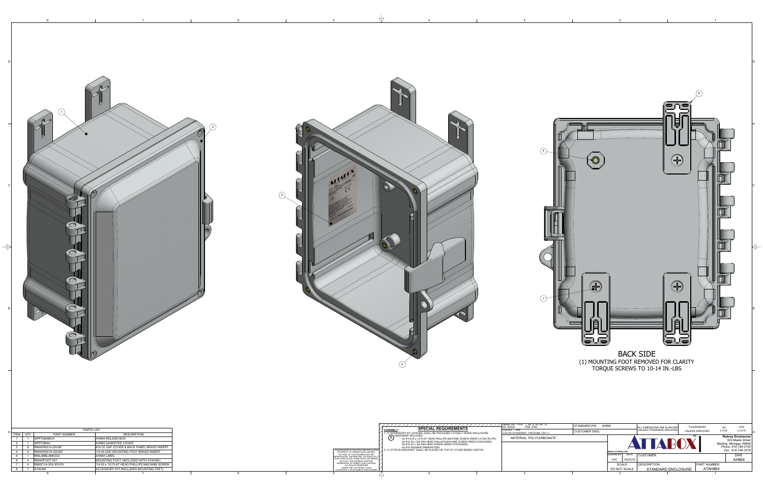BACK SIDE
(1) MOUNTING FOOT REMOVED FOR CLARITY
TORQUE SCREWS TO 10-14 IN.-LBS

| PARTS LIST | | | |
|---|---|---|---|
| ITEM | QTY | PART NUMBER | DESCRIPTION |
| 1 | 1 | WPPC864BOX | AH864 MOLDED BOX |
| 2 | 1 | WPPC864U | AH864 GASKETED COVER |
| 3 | 8 | RMAHINS10-32UNF | #10-32 UNF COVER & BACK PANEL BRASS INSERT |
| 4 | 4 | RMAHINS1/4-20UNC | 1/4-20 UNC MOUNTING FOOT BRASS INSERT |
| 5 | 1 | RMLABBLANK3X2 | AH864 LABEL |
| 6 | 4 | RMAHFOOT-001 | MOUNTING FOOT (INCLUDED WITH ATAHK) |
| 7 | 4 | RMSC1/4-20X.5FLPH | 1/4-20 x 1/2 FLAT HEAD PHILLIPS MACHINE SCREW |
| 8 | 1 | ATAHK | ACCESSORY KIT (INCLUDES MOUNTING FEET) |

THIS DRAWING IS THE SOLE AND EXCLUSIVE PROPERTY OF ROBROY ENCLOSURES. NO PART OF THIS DRAWING MAY BE REPRODUCED, DISTRIBUTED, OR PUBLICALLY DISPLAYED IN ANY FORM OR BY ANY MEANS WITHOUT THE EXPRESS WRITTEN PERMISSION OF ROBROY ENCLOSURES. ALL RIGHTS RESERVED UNDER THE COPYRIGHT LAWS. COPYRIGHT © 2016 ROBROY ENCLOSURES

**SPECIAL REQUIREMENTS**

ASSEMBLY:
1. (1) ACCESSORY KIT (ATAHK) SHALL BE PACKAGED LOOSELY INSIDE ENCLOSURE
(8) HARDWARE INCLUDED:
- (4) #1/4-20 x 1/2 FLAT HEAD PHILLIPS MACHINE SCREW (RMSC1/4-20X.5FLPH)
- (4) #10-32 x 5/8 PAN HEAD PHILLIPS MACHINE SCREW (RMSC1032X5/8SS)
- (4) #10-32 x 3/8 PAN HEAD SCREW (RMSC10/32X3/8ZN)
- (4) #10 WASHER (RMWAS10ZN)

2. (1) STYROFOAM SHEET SHALL BE PLACED ON TOP OF COVER INSIDE CARTON

NEMA 250: TYPE 1, 3R, 4, 4X, 6P, 12
IEC 60529: IP66, IP68
COLOR: N/A
COLOR STANDARD: PANTONE 7541 C
MATERIAL: POLYCARBONATE

STANDARD P/N: AH864
CUSTOMER DWG:

ALL DIMENSIONS ARE IN INCHES UNLESS OTHERWISE SPECIFIED

TOLERANCES UNLESS SPECIFIED: .XX ± 0.03, .XXX ± 0.010

ATTABOX™

WWW.ATTABOX.COM

Robroy Enclosures
505 Maple Street
Belding, Michigan 48809
Phone: 616-794-0700
Fax: 616-749-3378

| DRAWN BY | DATE | CUSTOMER | |
|---|---|---|---|
| AJC | 10/22/16 | | |
| SCALE | | DESCRIPTION | PART NUMBER |
| DO NOT SCALE | | STANDARD ENCLOSURE | ATAH864 |

DWG: AH864